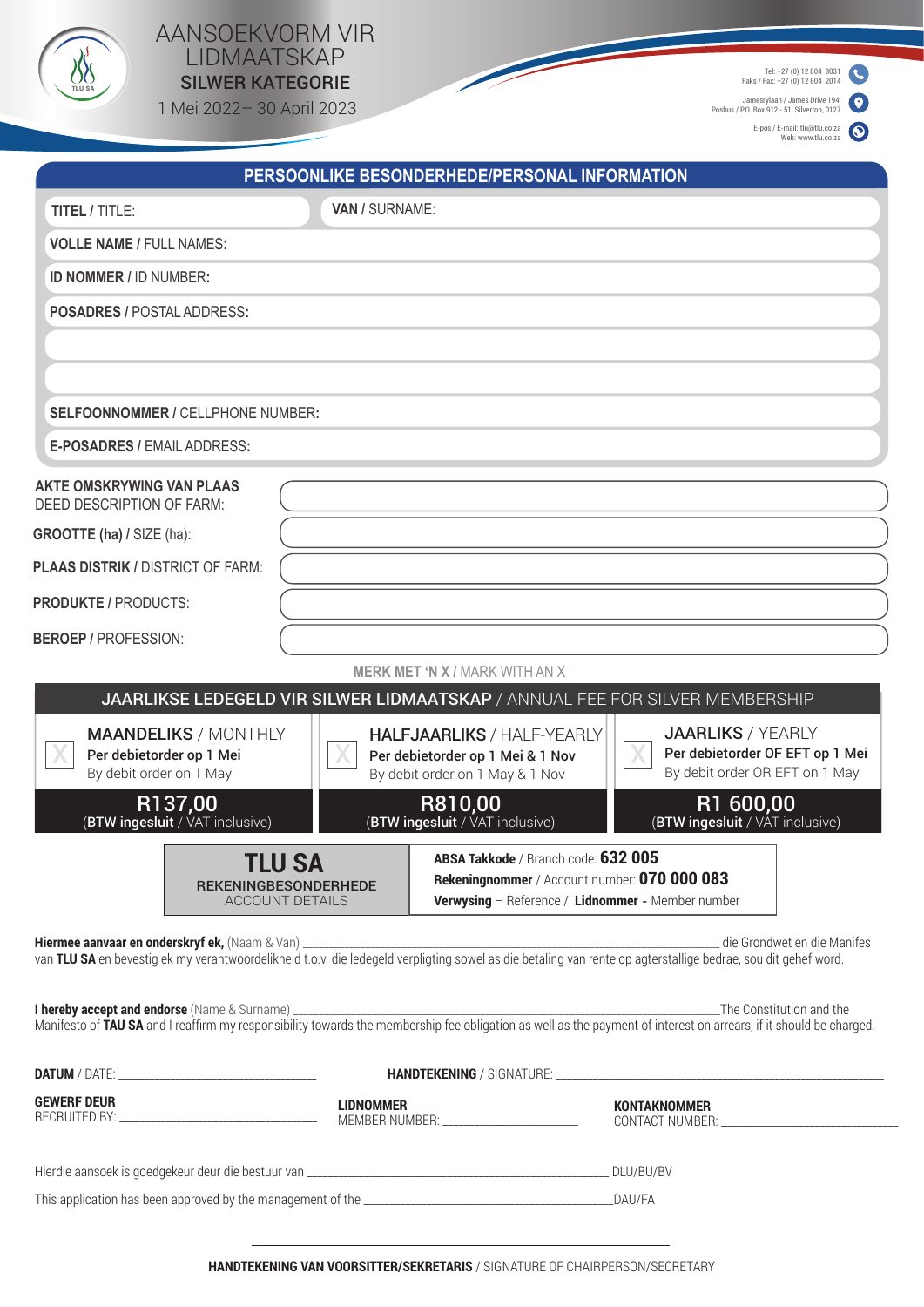# AANSOEKVORM VIR LIDMAATSKAP

## SILWER KATEGORIE

1 Mei 2022– 30 April 2023

Tel: +27 (0) 12 804 8031
Faks / Fax: +27 (0) 12 804 2014

Jamesrylaan / James Drive 194,
Posbus / P.O. Box 912 - 51, Silverton, 0127

E-pos / E-mail: tlu@tlu.co.za
Web: www.tlu.co.za

## PERSOONLIKE BESONDERHEDE/PERSONAL INFORMATION

**TITEL** / TITLE:

**VAN** / SURNAME:

**VOLLE NAME** / FULL NAMES:

**ID NOMMER** / ID NUMBER:

**POSADRES** / POSTAL ADDRESS:

**SELFOONNOMMER** / CELLPHONE NUMBER:

**E-POSADRES** / EMAIL ADDRESS:

**AKTE OMSKRYWING VAN PLAAS**
DEED DESCRIPTION OF FARM:

**GROOTTE (ha)** / SIZE (ha):

**PLAAS DISTRIK** / DISTRICT OF FARM:

**PRODUKTE** / PRODUCTS:

**BEROEP** / PROFESSION:

**MERK MET 'N X** / MARK WITH AN X

## JAARLIKSE LEDEGELD VIR SILWER LIDMAATSKAP / ANNUAL FEE FOR SILVER MEMBERSHIP

| MAANDELIKS / MONTHLY | HALFJAARLIKS / HALF-YEARLY | JAARLIKS / YEARLY |
|---|---|---|
| Per debietorder op 1 Mei<br>By debit order on 1 May | Per debietorder op 1 Mei & 1 Nov<br>By debit order on 1 May & 1 Nov | Per debietorder OF EFT op 1 Mei<br>By debit order OR EFT on 1 May |
| **R137,00**<br>(**BTW ingesluit** / VAT inclusive) | **R810,00**<br>(**BTW ingesluit** / VAT inclusive) | **R1 600,00**<br>(**BTW ingesluit** / VAT inclusive) |

| **TLU SA**<br>REKENINGBESONDERHEDE<br>ACCOUNT DETAILS | **ABSA Takkode** / Branch code: **632 005**<br>**Rekeningnommer** / Account number: **070 000 083**<br>**Verwysing** – Reference / **Lidnommer** - Member number |
|---|---|

**Hiermee aanvaar en onderskryf ek,** (Naam & Van) ______________________ die Grondwet en die Manifes van **TLU SA** en bevestig ek my verantwoordelikheid t.o.v. die ledegeld verpligting sowel as die betaling van rente op agterstallige bedrae, sou dit gehef word.

**I hereby accept and endorse** (Name & Surname) ______________________ The Constitution and the Manifesto of **TAU SA** and I reaffirm my responsibility towards the membership fee obligation as well as the payment of interest on arrears, if it should be charged.

**DATUM** / DATE: ______________________ **HANDTEKENING** / SIGNATURE: ______________________

**GEWERF DEUR**
RECRUITED BY: ______________________

**LIDNOMMER**
MEMBER NUMBER: ______________________

**KONTAKNOMMER**
CONTACT NUMBER: ______________________

Hierdie aansoek is goedgekeur deur die bestuur van ______________________ DLU/BU/BV

This application has been approved by the management of the ______________________ DAU/FA

______________________

**HANDTEKENING VAN VOORSITTER/SEKRETARIS** / SIGNATURE OF CHAIRPERSON/SECRETARY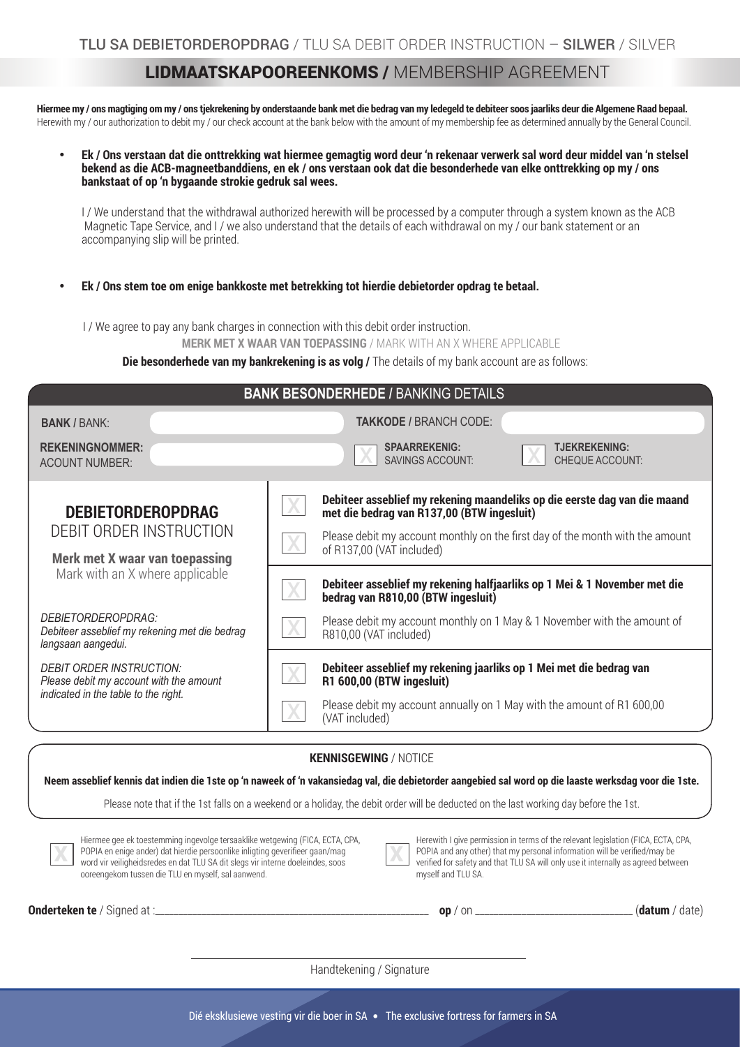TLU SA DEBIETORDEROPDRAG / TLU SA DEBIT ORDER INSTRUCTION – **SILWER** / SILVER

# LIDMAATSKAPOOREENKOMS / MEMBERSHIP AGREEMENT

**Hiermee my / ons magtiging om my / ons tjekrekening by onderstaande bank met die bedrag van my ledegeld te debiteer soos jaarliks deur die Algemene Raad bepaal.**
Herewith my / our authorization to debit my / our check account at the bank below with the amount of my membership fee as determined annually by the General Council.

- **Ek / Ons verstaan dat die onttrekking wat hiermee gemagtig word deur 'n rekenaar verwerk sal word deur middel van 'n stelsel bekend as die ACB-magneetbanddiens, en ek / ons verstaan ook dat die besonderhede van elke onttrekking op my / ons bankstaat of op 'n bygaande strokie gedruk sal wees.**

  I / We understand that the withdrawal authorized herewith will be processed by a computer through a system known as the ACB Magnetic Tape Service, and I / we also understand that the details of each withdrawal on my / our bank statement or an accompanying slip will be printed.

- **Ek / Ons stem toe om enige bankkoste met betrekking tot hierdie debietorder opdrag te betaal.**

  I / We agree to pay any bank charges in connection with this debit order instruction.

**MERK MET X WAAR VAN TOEPASSING** / MARK WITH AN X WHERE APPLICABLE

**Die besonderhede van my bankrekening is as volg /** The details of my bank account are as follows:

## BANK BESONDERHEDE / BANKING DETAILS

| | | | |
|---|---|---|---|
| **BANK** / BANK: | | **TAKKODE** / BRANCH CODE: | |
| **REKENINGNOMMER:** ACOUNT NUMBER: | | X **SPAARREKENIG:** SAVINGS ACCOUNT: | X **TJEKREKENING:** CHEQUE ACCOUNT: |

## DEBIETORDEROPDRAG
DEBIT ORDER INSTRUCTION

**Merk met X waar van toepassing**
Mark with an X where applicable

*DEBIETORDEROPDRAG: Debiteer asseblief my rekening met die bedrag langsaan aangedui.*

*DEBIT ORDER INSTRUCTION: Please debit my account with the amount indicated in the table to the right.*

| | |
|---|---|
| X | **Debiteer asseblief my rekening maandeliks op die eerste dag van die maand met die bedrag van R137,00 (BTW ingesluit)** |
| X | Please debit my account monthly on the first day of the month with the amount of R137,00 (VAT included) |
| X | **Debiteer asseblief my rekening halfjaarliks op 1 Mei & 1 November met die bedrag van R810,00 (BTW ingesluit)** |
| X | Please debit my account monthly on 1 May & 1 November with the amount of R810,00 (VAT included) |
| X | **Debiteer asseblief my rekening jaarliks op 1 Mei met die bedrag van R1 600,00 (BTW ingesluit)** |
| X | Please debit my account annually on 1 May with the amount of R1 600,00 (VAT included) |

**KENNISGEWING** / NOTICE

**Neem asseblief kennis dat indien die 1ste op 'n naweek of 'n vakansiedag val, die debietorder aangebied sal word op die laaste werksdag voor die 1ste.**

Please note that if the 1st falls on a weekend or a holiday, the debit order will be deducted on the last working day before the 1st.

X Hiermee gee ek toestemming ingevolge tersaaklike wetgewing (FICA, ECTA, CPA, POPIA en enige ander) dat hierdie persoonlike inligting geverifieer gaan/mag word vir veiligheidsredes en dat TLU SA dit slegs vir interne doeleindes, soos ooreengekom tussen die TLU en myself, sal aanwend.

X Herewith I give permission in terms of the relevant legislation (FICA, ECTA, CPA, POPIA and any other) that my personal information will be verified/may be verified for safety and that TLU SA will only use it internally as agreed between myself and TLU SA.

**Onderteken te** / Signed at :\_\_\_\_\_\_\_\_\_\_\_\_\_\_\_\_\_\_\_\_\_\_\_\_\_\_\_\_\_\_\_\_\_\_\_\_\_\_\_\_ **op** / on \_\_\_\_\_\_\_\_\_\_\_\_\_\_\_\_\_\_\_\_\_\_\_\_ (**datum** / date)

\_\_\_\_\_\_\_\_\_\_\_\_\_\_\_\_\_\_\_\_\_\_\_\_\_\_\_\_\_\_\_\_\_\_\_\_\_\_\_\_

Handtekening / Signature

Dié eksklusiewe vesting vir die boer in SA • The exclusive fortress for farmers in SA